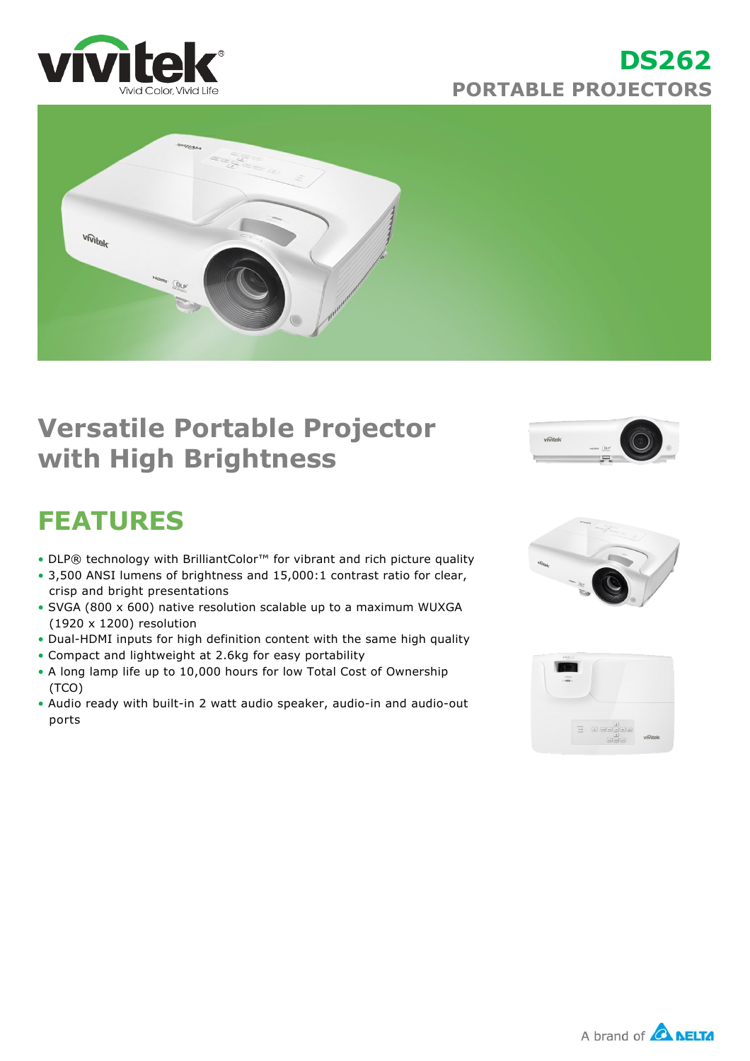# DS262

## PORTABLE PROJECTORS

## Versatile Portable Projector with High Brightness

## FEATURES

- DLP® technology with BrilliantColor™ for vibrant and rich picture quality
- 3,500 ANSI lumens of brightness and 15,000:1 contrast ratio for clear, crisp and bright presentations
- SVGA (800 x 600) native resolution scalable up to a maximum WUXGA (1920 x 1200) resolution
- Dual-HDMI inputs for high definition content with the same high quality
- Compact and lightweight at 2.6kg for easy portability
- A long lamp life up to 10,000 hours for low Total Cost of Ownership (TCO)
- Audio ready with built-in 2 watt audio speaker, audio-in and audio-out ports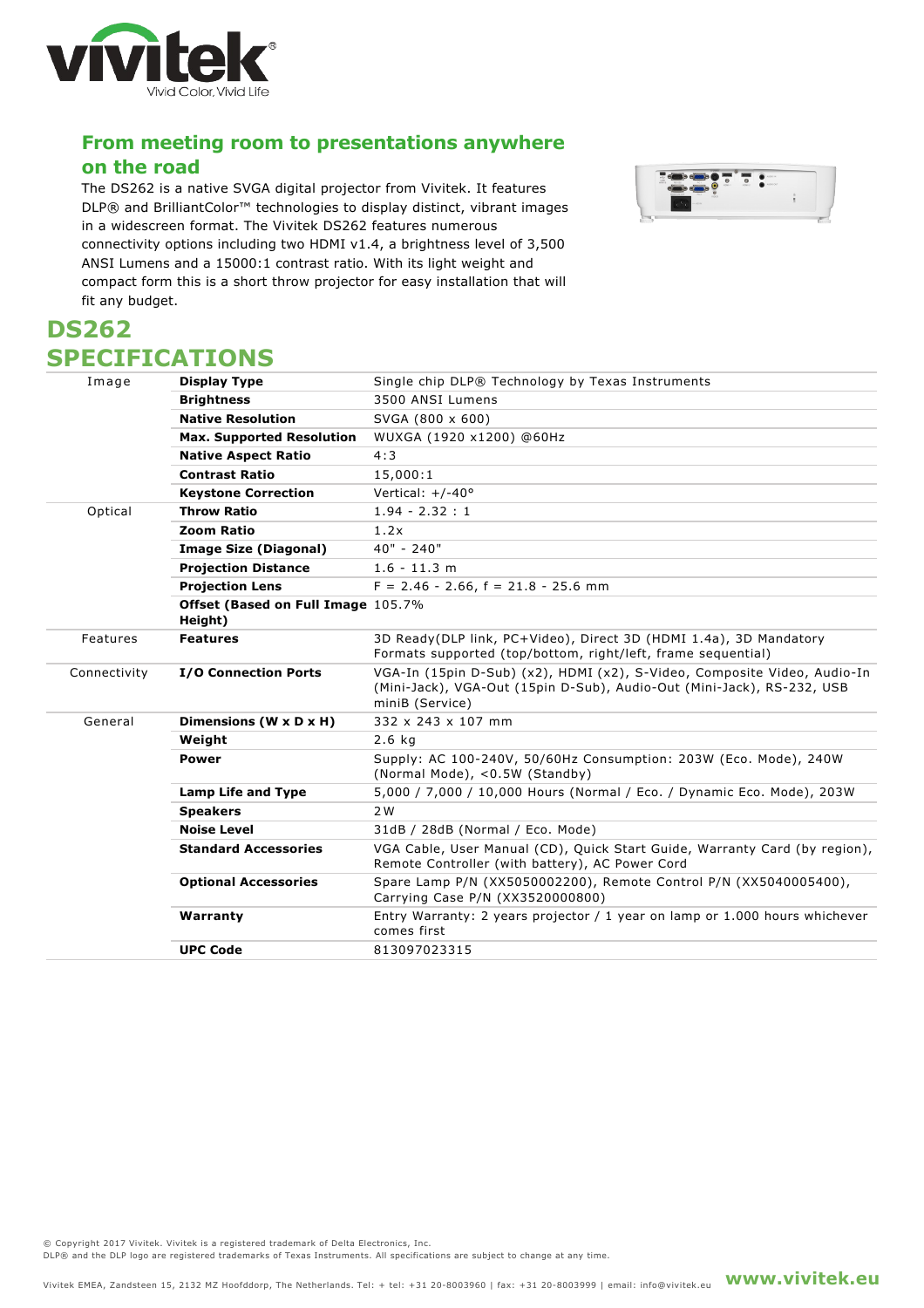## From meeting room to presentations anywhere on the road

The DS262 is a native SVGA digital projector from Vivitek. It features DLP® and BrilliantColor™ technologies to display distinct, vibrant images in a widescreen format. The Vivitek DS262 features numerous connectivity options including two HDMI v1.4, a brightness level of 3,500 ANSI Lumens and a 15000:1 contrast ratio. With its light weight and compact form this is a short throw projector for easy installation that will fit any budget.

# DS262 SPECIFICATIONS

| | | |
|---|---|---|
| Image | **Display Type** | Single chip DLP® Technology by Texas Instruments |
| | **Brightness** | 3500 ANSI Lumens |
| | **Native Resolution** | SVGA (800 x 600) |
| | **Max. Supported Resolution** | WUXGA (1920 x1200) @60Hz |
| | **Native Aspect Ratio** | 4:3 |
| | **Contrast Ratio** | 15,000:1 |
| | **Keystone Correction** | Vertical: +/-40° |
| Optical | **Throw Ratio** | 1.94 - 2.32 : 1 |
| | **Zoom Ratio** | 1.2x |
| | **Image Size (Diagonal)** | 40" - 240" |
| | **Projection Distance** | 1.6 - 11.3 m |
| | **Projection Lens** | F = 2.46 - 2.66, f = 21.8 - 25.6 mm |
| | **Offset (Based on Full Image Height)** | 105.7% |
| Features | **Features** | 3D Ready(DLP link, PC+Video), Direct 3D (HDMI 1.4a), 3D Mandatory Formats supported (top/bottom, right/left, frame sequential) |
| Connectivity | **I/O Connection Ports** | VGA-In (15pin D-Sub) (x2), HDMI (x2), S-Video, Composite Video, Audio-In (Mini-Jack), VGA-Out (15pin D-Sub), Audio-Out (Mini-Jack), RS-232, USB miniB (Service) |
| General | **Dimensions (W x D x H)** | 332 x 243 x 107 mm |
| | **Weight** | 2.6 kg |
| | **Power** | Supply: AC 100-240V, 50/60Hz Consumption: 203W (Eco. Mode), 240W (Normal Mode), <0.5W (Standby) |
| | **Lamp Life and Type** | 5,000 / 7,000 / 10,000 Hours (Normal / Eco. / Dynamic Eco. Mode), 203W |
| | **Speakers** | 2W |
| | **Noise Level** | 31dB / 28dB (Normal / Eco. Mode) |
| | **Standard Accessories** | VGA Cable, User Manual (CD), Quick Start Guide, Warranty Card (by region), Remote Controller (with battery), AC Power Cord |
| | **Optional Accessories** | Spare Lamp P/N (XX5050002200), Remote Control P/N (XX5040005400), Carrying Case P/N (XX3520000800) |
| | **Warranty** | Entry Warranty: 2 years projector / 1 year on lamp or 1.000 hours whichever comes first |
| | **UPC Code** | 813097023315 |

© Copyright 2017 Vivitek. Vivitek is a registered trademark of Delta Electronics, Inc.
DLP® and the DLP logo are registered trademarks of Texas Instruments. All specifications are subject to change at any time.

Vivitek EMEA, Zandsteen 15, 2132 MZ Hoofddorp, The Netherlands. Tel: + tel: +31 20-8003960 | fax: +31 20-8003999 | email: info@vivitek.eu **www.vivitek.eu**